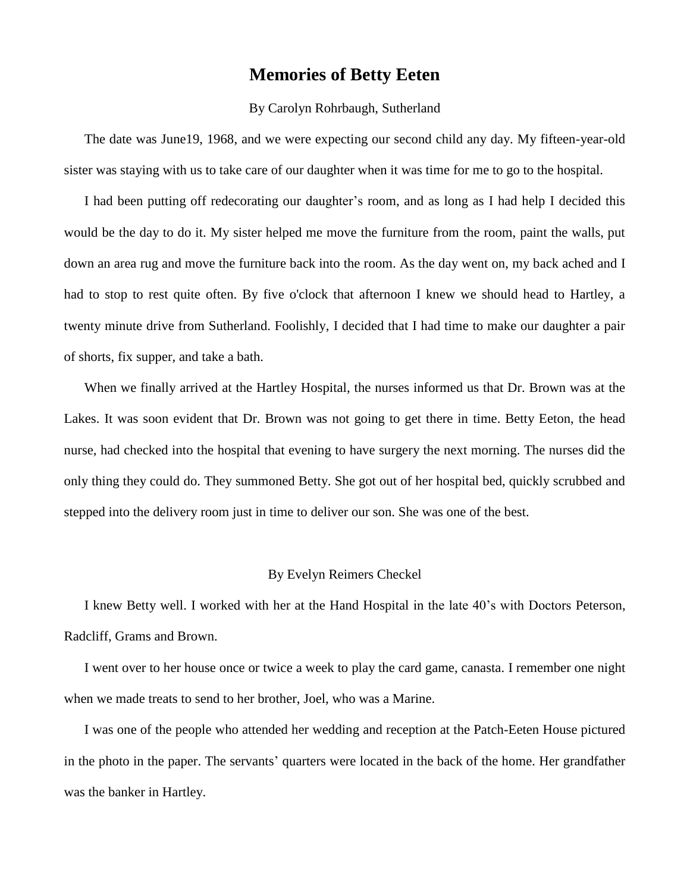# Memories of Betty Eeten

By Carolyn Rohrbaugh, Sutherland

The date was June19, 1968, and we were expecting our second child any day. My fifteen-year-old sister was staying with us to take care of our daughter when it was time for me to go to the hospital.

I had been putting off redecorating our daughter's room, and as long as I had help I decided this would be the day to do it. My sister helped me move the furniture from the room, paint the walls, put down an area rug and move the furniture back into the room. As the day went on, my back ached and I had to stop to rest quite often. By five o'clock that afternoon I knew we should head to Hartley, a twenty minute drive from Sutherland. Foolishly, I decided that I had time to make our daughter a pair of shorts, fix supper, and take a bath.

When we finally arrived at the Hartley Hospital, the nurses informed us that Dr. Brown was at the Lakes. It was soon evident that Dr. Brown was not going to get there in time. Betty Eeton, the head nurse, had checked into the hospital that evening to have surgery the next morning. The nurses did the only thing they could do. They summoned Betty. She got out of her hospital bed, quickly scrubbed and stepped into the delivery room just in time to deliver our son. She was one of the best.

By Evelyn Reimers Checkel

I knew Betty well. I worked with her at the Hand Hospital in the late 40's with Doctors Peterson, Radcliff, Grams and Brown.

I went over to her house once or twice a week to play the card game, canasta. I remember one night when we made treats to send to her brother, Joel, who was a Marine.

I was one of the people who attended her wedding and reception at the Patch-Eeten House pictured in the photo in the paper. The servants' quarters were located in the back of the home. Her grandfather was the banker in Hartley.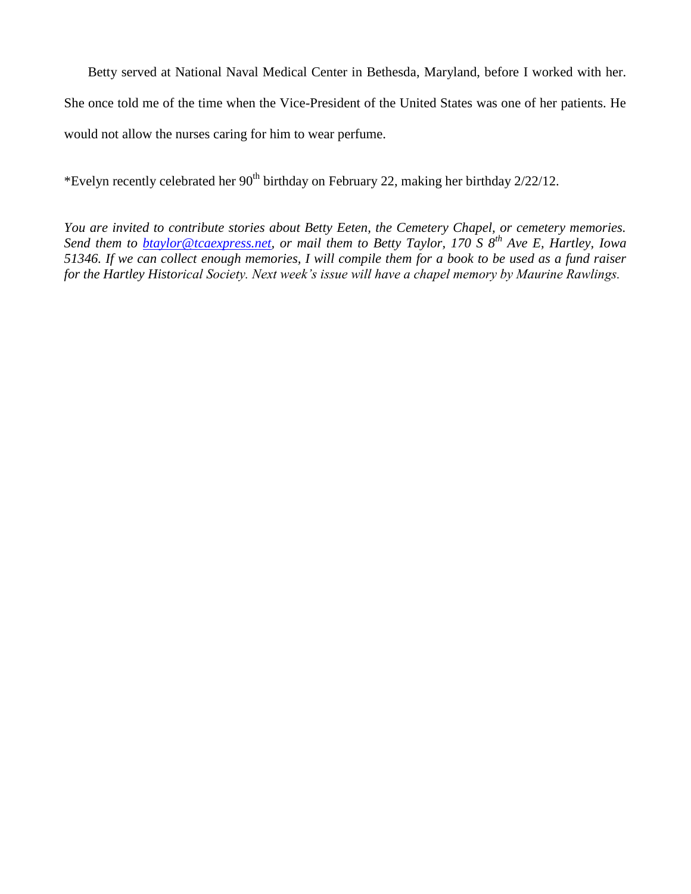Betty served at National Naval Medical Center in Bethesda, Maryland, before I worked with her. She once told me of the time when the Vice-President of the United States was one of her patients. He would not allow the nurses caring for him to wear perfume.

*Evelyn recently celebrated her 90th birthday on February 22, making her birthday 2/22/12.

*You are invited to contribute stories about Betty Eeten, the Cemetery Chapel, or cemetery memories. Send them to [btaylor@tcaexpress.net](mailto:btaylor@tcaexpress.net), or mail them to Betty Taylor, 170 S 8th Ave E, Hartley, Iowa 51346. If we can collect enough memories, I will compile them for a book to be used as a fund raiser for the Hartley Historical Society. Next week's issue will have a chapel memory by Maurine Rawlings.*